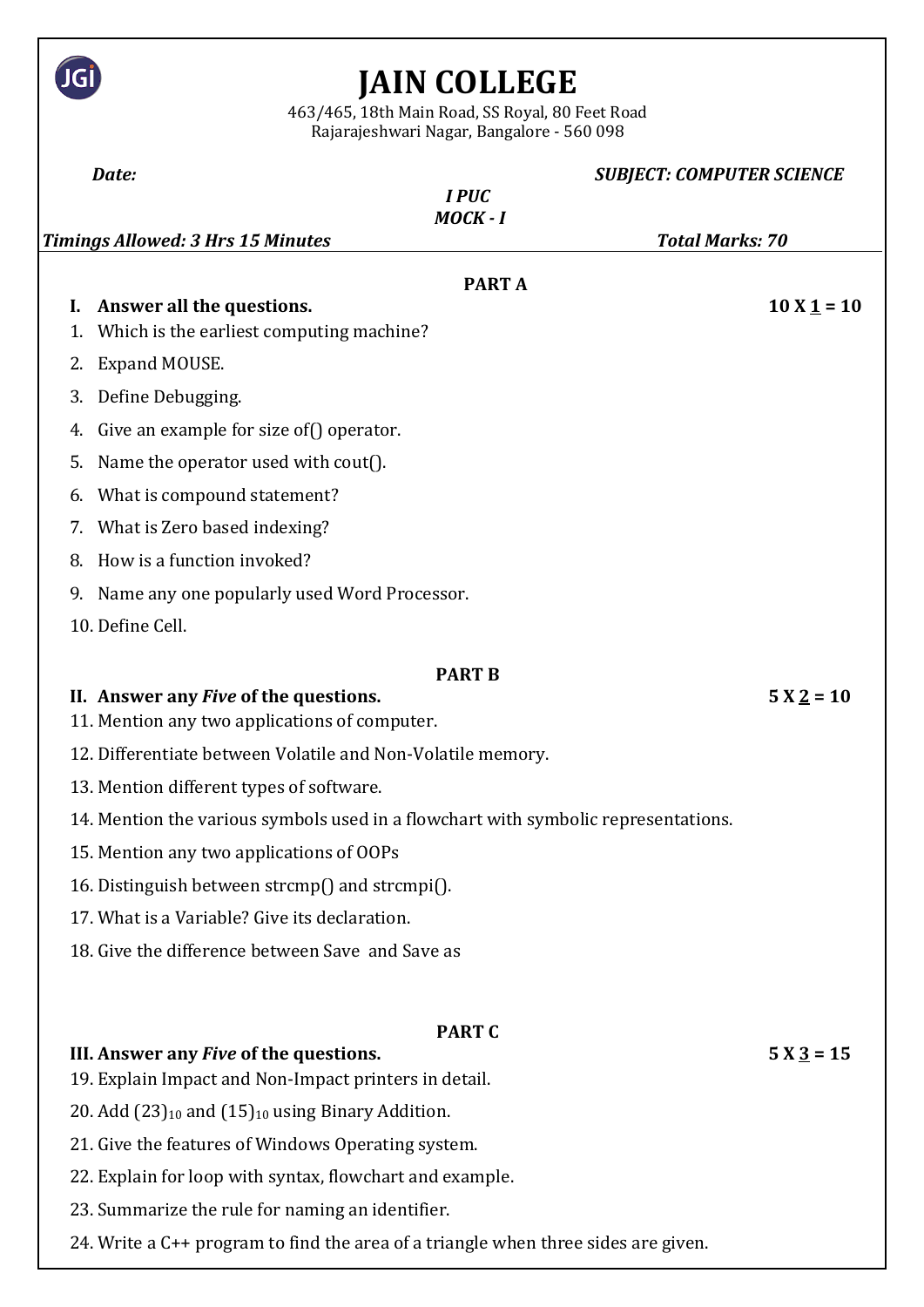# JAIN COLLEGE

463/465, 18th Main Road, SS Royal, 80 Feet Road
Rajarajeshwari Nagar, Bangalore - 560 098

***Date:*** &nbsp;&nbsp;&nbsp;&nbsp;&nbsp;&nbsp;&nbsp;&nbsp;&nbsp;&nbsp;&nbsp;&nbsp;&nbsp;&nbsp;&nbsp;&nbsp;&nbsp;&nbsp;&nbsp;&nbsp;&nbsp;&nbsp;&nbsp;&nbsp;&nbsp;&nbsp;&nbsp;&nbsp; ***SUBJECT: COMPUTER SCIENCE***

***I PUC***

***MOCK - I***

***Timings Allowed: 3 Hrs 15 Minutes*** &nbsp;&nbsp;&nbsp;&nbsp;&nbsp;&nbsp;&nbsp;&nbsp;&nbsp;&nbsp;&nbsp;&nbsp;&nbsp;&nbsp;&nbsp;&nbsp;&nbsp;&nbsp;&nbsp;&nbsp; ***Total Marks: 70***

---

## PART A

**I. Answer all the questions.** &nbsp;&nbsp;&nbsp;&nbsp;&nbsp;&nbsp;&nbsp;&nbsp;&nbsp;&nbsp;&nbsp;&nbsp;&nbsp;&nbsp;&nbsp;&nbsp;&nbsp;&nbsp;&nbsp;&nbsp; **10 X 1 = 10**

1. Which is the earliest computing machine?
2. Expand MOUSE.
3. Define Debugging.
4. Give an example for size of() operator.
5. Name the operator used with cout().
6. What is compound statement?
7. What is Zero based indexing?
8. How is a function invoked?
9. Name any one popularly used Word Processor.
10. Define Cell.

## PART B

**II. Answer any *Five* of the questions.** &nbsp;&nbsp;&nbsp;&nbsp;&nbsp;&nbsp;&nbsp;&nbsp;&nbsp;&nbsp;&nbsp;&nbsp;&nbsp;&nbsp;&nbsp;&nbsp;&nbsp;&nbsp;&nbsp;&nbsp; **5 X 2 = 10**

11. Mention any two applications of computer.
12. Differentiate between Volatile and Non-Volatile memory.
13. Mention different types of software.
14. Mention the various symbols used in a flowchart with symbolic representations.
15. Mention any two applications of OOPs
16. Distinguish between strcmp() and strcmpi().
17. What is a Variable? Give its declaration.
18. Give the difference between Save and Save as

## PART C

**III. Answer any *Five* of the questions.** &nbsp;&nbsp;&nbsp;&nbsp;&nbsp;&nbsp;&nbsp;&nbsp;&nbsp;&nbsp;&nbsp;&nbsp;&nbsp;&nbsp;&nbsp;&nbsp;&nbsp;&nbsp;&nbsp;&nbsp; **5 X 3 = 15**

19. Explain Impact and Non-Impact printers in detail.
20. Add $(23)_{10}$ and $(15)_{10}$ using Binary Addition.
21. Give the features of Windows Operating system.
22. Explain for loop with syntax, flowchart and example.
23. Summarize the rule for naming an identifier.
24. Write a C++ program to find the area of a triangle when three sides are given.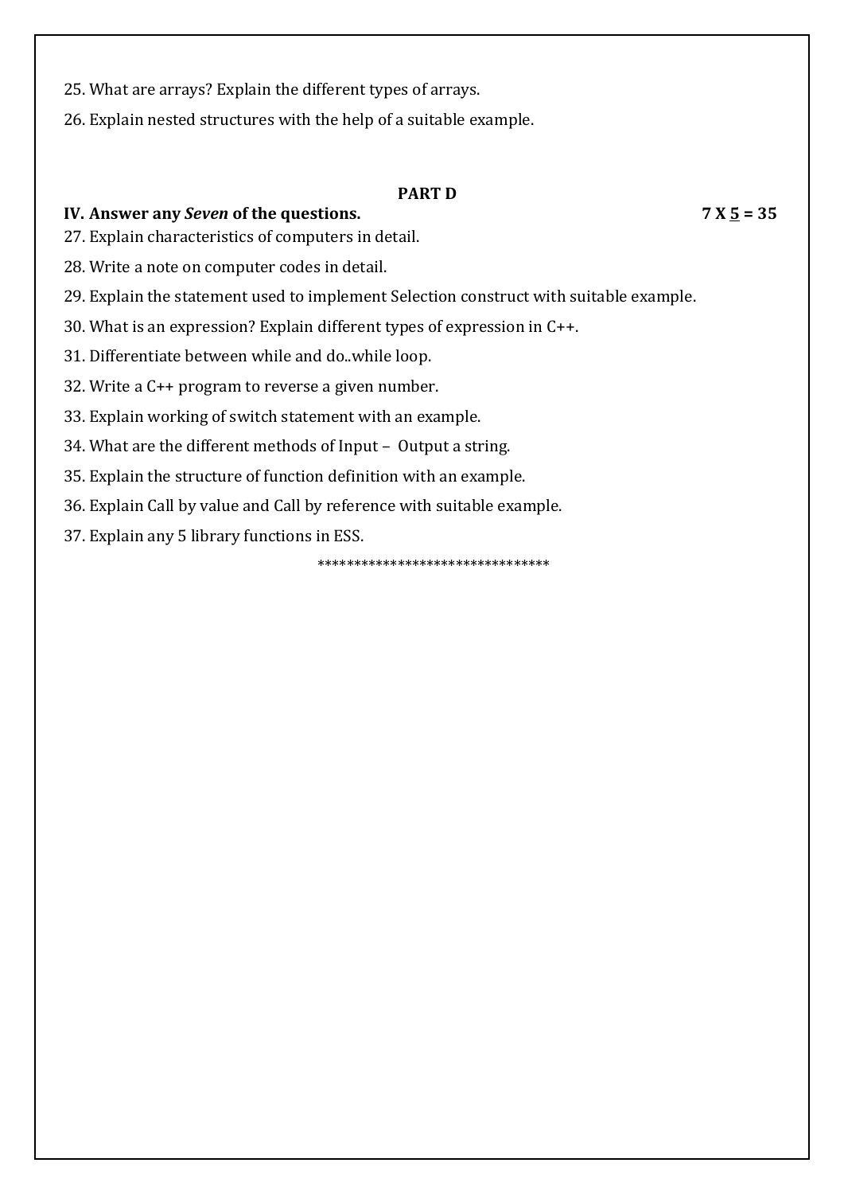25. What are arrays? Explain the different types of arrays.
26. Explain nested structures with the help of a suitable example.

## PART D

**IV. Answer any *Seven* of the questions.** **7 X 5 = 35**

27. Explain characteristics of computers in detail.
28. Write a note on computer codes in detail.
29. Explain the statement used to implement Selection construct with suitable example.
30. What is an expression? Explain different types of expression in C++.
31. Differentiate between while and do..while loop.
32. Write a C++ program to reverse a given number.
33. Explain working of switch statement with an example.
34. What are the different methods of Input – Output a string.
35. Explain the structure of function definition with an example.
36. Explain Call by value and Call by reference with suitable example.
37. Explain any 5 library functions in ESS.

********************************